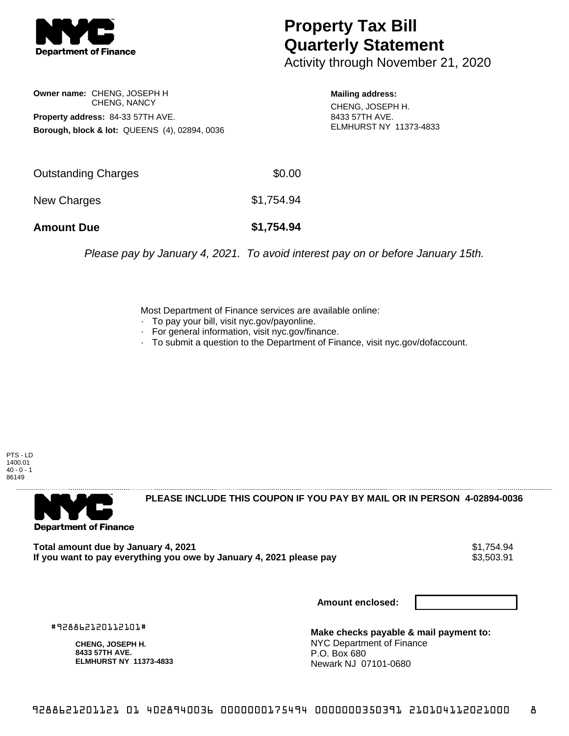# Property Tax Bill Quarterly Statement

Activity through November 21, 2020

**Owner name:** CHENG, JOSEPH H
CHENG, NANCY

**Property address:** 84-33 57TH AVE.

**Borough, block & lot:** QUEENS (4), 02894, 0036

**Mailing address:**
CHENG, JOSEPH H.
8433 57TH AVE.
ELMHURST NY 11373-4833

| | |
|---|---|
| Outstanding Charges | $0.00 |
| New Charges | $1,754.94 |
| **Amount Due** | **$1,754.94** |

*Please pay by January 4, 2021. To avoid interest pay on or before January 15th.*

Most Department of Finance services are available online:
- To pay your bill, visit nyc.gov/payonline.
- For general information, visit nyc.gov/finance.
- To submit a question to the Department of Finance, visit nyc.gov/dofaccount.

PTS - LD
1400.01
40 - 0 - 1
86149

**PLEASE INCLUDE THIS COUPON IF YOU PAY BY MAIL OR IN PERSON 4-02894-0036**

| | |
|---|---|
| **Total amount due by January 4, 2021** | $1,754.94 |
| **If you want to pay everything you owe by January 4, 2021 please pay** | $3,503.91 |

**Amount enclosed:**

#928862120112101#

**CHENG, JOSEPH H.**
**8433 57TH AVE.**
**ELMHURST NY 11373-4833**

**Make checks payable & mail payment to:**
NYC Department of Finance
P.O. Box 680
Newark NJ 07101-0680

928862120112101 01 4028940036 0000000175494 0000000350391 210104112021000 8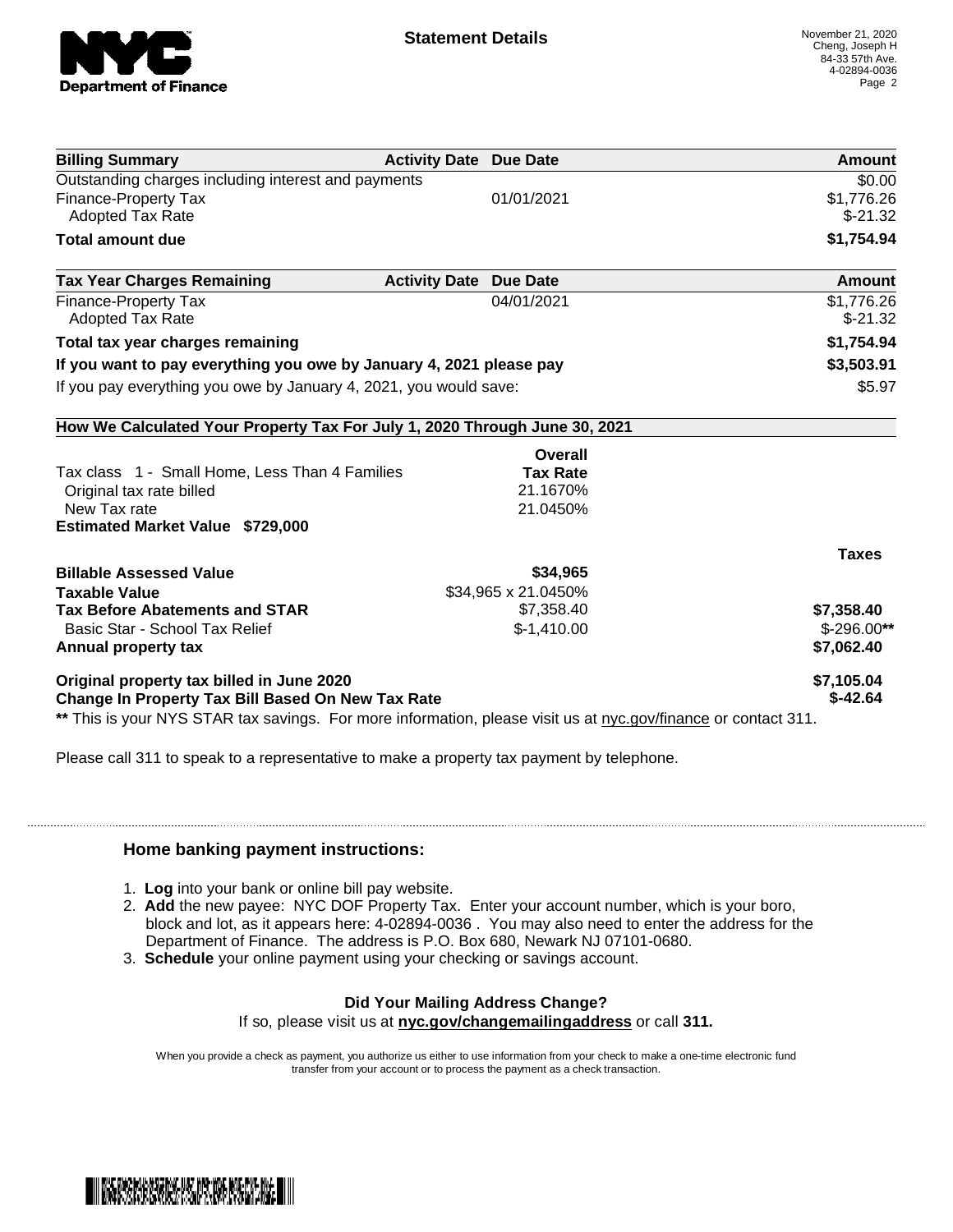**Statement Details**

November 21, 2020
Cheng, Joseph H
84-33 57th Ave.
4-02894-0036

| Billing Summary | Activity Date | Due Date | Amount |
|---|---|---|---|
| Outstanding charges including interest and payments | | | $0.00 |
| Finance-Property Tax | | 01/01/2021 | $1,776.26 |
| Adopted Tax Rate | | | $-21.32 |
| **Total amount due** | | | **$1,754.94** |

| Tax Year Charges Remaining | Activity Date | Due Date | Amount |
|---|---|---|---|
| Finance-Property Tax | | 04/01/2021 | $1,776.26 |
| Adopted Tax Rate | | | $-21.32 |
| **Total tax year charges remaining** | | | **$1,754.94** |
| **If you want to pay everything you owe by January 4, 2021 please pay** | | | **$3,503.91** |
| If you pay everything you owe by January 4, 2021, you would save: | | | $5.97 |

**How We Calculated Your Property Tax For July 1, 2020 Through June 30, 2021**

| | Overall Tax Rate | Taxes |
|---|---|---|
| Tax class 1 - Small Home, Less Than 4 Families | | |
| Original tax rate billed | 21.1670% | |
| New Tax rate | 21.0450% | |
| **Estimated Market Value $729,000** | | |
| **Billable Assessed Value** | **$34,965** | |
| **Taxable Value** | $34,965 x 21.0450% | |
| **Tax Before Abatements and STAR** | $7,358.40 | **$7,358.40** |
| Basic Star - School Tax Relief | $-1,410.00 | $-296.00** |
| **Annual property tax** | | **$7,062.40** |
| **Original property tax billed in June 2020** | | **$7,105.04** |
| **Change In Property Tax Bill Based On New Tax Rate** | | **$-42.64** |

** This is your NYS STAR tax savings. For more information, please visit us at nyc.gov/finance or contact 311.

Please call 311 to speak to a representative to make a property tax payment by telephone.

### Home banking payment instructions:

1. **Log** into your bank or online bill pay website.
2. **Add** the new payee: NYC DOF Property Tax. Enter your account number, which is your boro, block and lot, as it appears here: 4-02894-0036 . You may also need to enter the address for the Department of Finance. The address is P.O. Box 680, Newark NJ 07101-0680.
3. **Schedule** your online payment using your checking or savings account.

**Did Your Mailing Address Change?**
If so, please visit us at **nyc.gov/changemailingaddress** or call **311.**

When you provide a check as payment, you authorize us either to use information from your check to make a one-time electronic fund transfer from your account or to process the payment as a check transaction.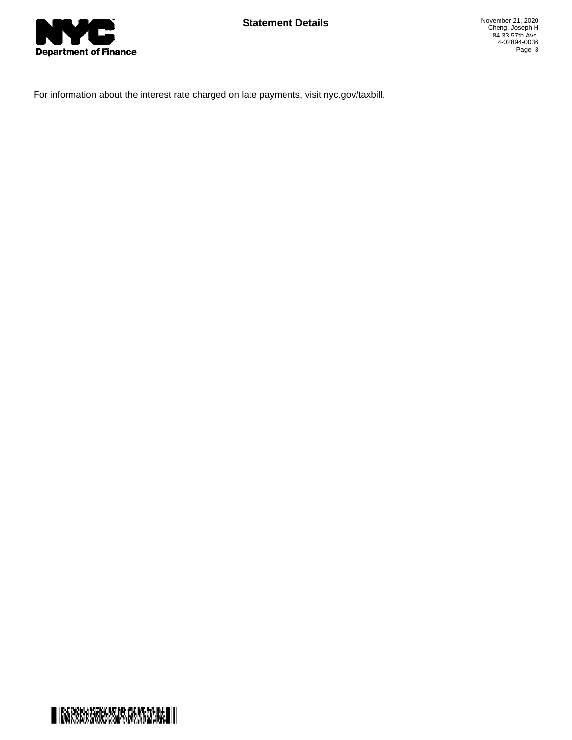For information about the interest rate charged on late payments, visit nyc.gov/taxbill.